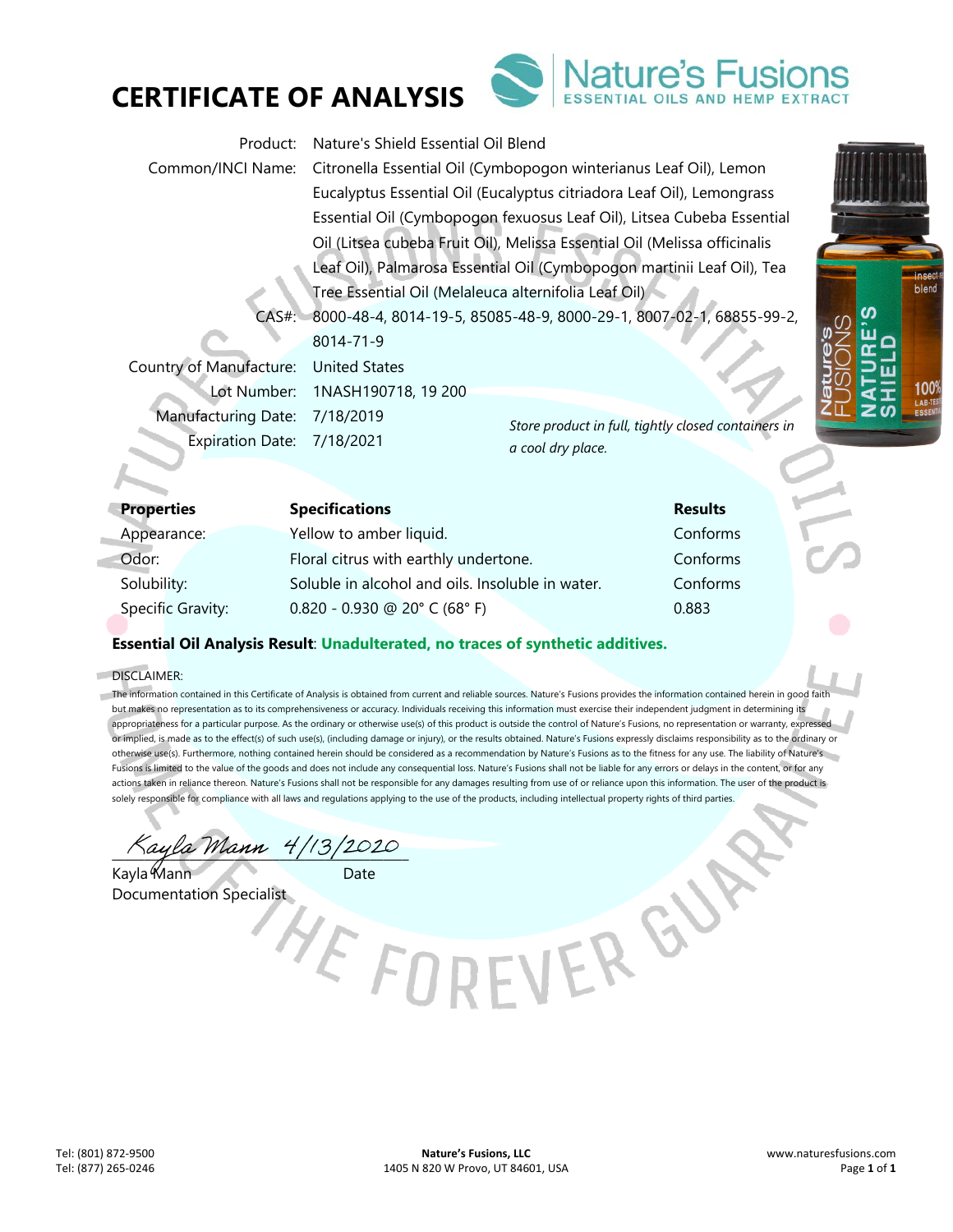# CERTIFICATE OF ANALYSIS

Nature's Fusions
ESSENTIAL OILS AND HEMP EXTRACT

| | |
|---|---|
| Product: | Nature's Shield Essential Oil Blend |
| Common/INCI Name: | Citronella Essential Oil (Cymbopogon winterianus Leaf Oil), Lemon Eucalyptus Essential Oil (Eucalyptus citriadora Leaf Oil), Lemongrass Essential Oil (Cymbopogon fexuosus Leaf Oil), Litsea Cubeba Essential Oil (Litsea cubeba Fruit Oil), Melissa Essential Oil (Melissa officinalis Leaf Oil), Palmarosa Essential Oil (Cymbopogon martinii Leaf Oil), Tea Tree Essential Oil (Melaleuca alternifolia Leaf Oil) |
| CAS#: | 8000-48-4, 8014-19-5, 85085-48-9, 8000-29-1, 8007-02-1, 68855-99-2, 8014-71-9 |
| Country of Manufacture: | United States |
| Lot Number: | 1NASH190718, 19 200 |
| Manufacturing Date: | 7/18/2019 |
| Expiration Date: | 7/18/2021 |

*Store product in full, tightly closed containers in a cool dry place.*

| Properties | Specifications | Results |
|---|---|---|
| Appearance: | Yellow to amber liquid. | Conforms |
| Odor: | Floral citrus with earthly undertone. | Conforms |
| Solubility: | Soluble in alcohol and oils. Insoluble in water. | Conforms |
| Specific Gravity: | 0.820 - 0.930 @ 20° C (68° F) | 0.883 |

**Essential Oil Analysis Result**: **Unadulterated, no traces of synthetic additives.**

DISCLAIMER:

The information contained in this Certificate of Analysis is obtained from current and reliable sources. Nature's Fusions provides the information contained herein in good faith but makes no representation as to its comprehensiveness or accuracy. Individuals receiving this information must exercise their independent judgment in determining its appropriateness for a particular purpose. As the ordinary or otherwise use(s) of this product is outside the control of Nature's Fusions, no representation or warranty, expressed or implied, is made as to the effect(s) of such use(s), (including damage or injury), or the results obtained. Nature's Fusions expressly disclaims responsibility as to the ordinary or otherwise use(s). Furthermore, nothing contained herein should be considered as a recommendation by Nature's Fusions as to the fitness for any use. The liability of Nature's Fusions is limited to the value of the goods and does not include any consequential loss. Nature's Fusions shall not be liable for any errors or delays in the content, or for any actions taken in reliance thereon. Nature's Fusions shall not be responsible for any damages resulting from use of or reliance upon this information. The user of the product is solely responsible for compliance with all laws and regulations applying to the use of the products, including intellectual property rights of third parties.

Kayla Mann 4/13/2020

Kayla Mann — Date
Documentation Specialist

Tel: (801) 872-9500
Tel: (877) 265-0246

**Nature's Fusions, LLC**
1405 N 820 W Provo, UT 84601, USA

www.naturesfusions.com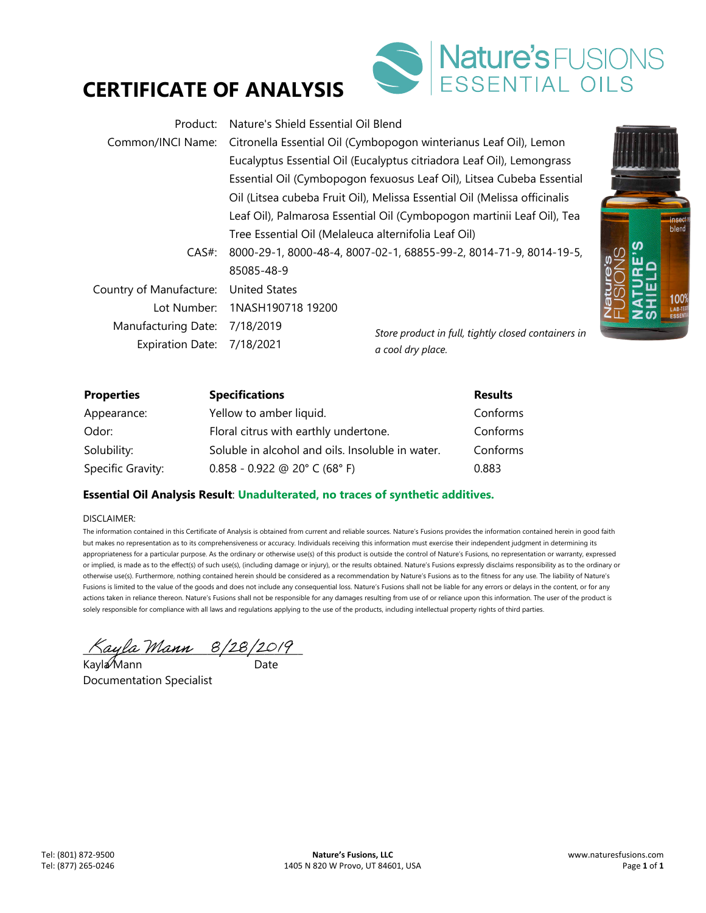# CERTIFICATE OF ANALYSIS

Nature's FUSIONS ESSENTIAL OILS

| | |
|---|---|
| Product: | Nature's Shield Essential Oil Blend |
| Common/INCI Name: | Citronella Essential Oil (Cymbopogon winterianus Leaf Oil), Lemon Eucalyptus Essential Oil (Eucalyptus citriadora Leaf Oil), Lemongrass Essential Oil (Cymbopogon fexuosus Leaf Oil), Litsea Cubeba Essential Oil (Litsea cubeba Fruit Oil), Melissa Essential Oil (Melissa officinalis Leaf Oil), Palmarosa Essential Oil (Cymbopogon martinii Leaf Oil), Tea Tree Essential Oil (Melaleuca alternifolia Leaf Oil) |
| CAS#: | 8000-29-1, 8000-48-4, 8007-02-1, 68855-99-2, 8014-71-9, 8014-19-5, 85085-48-9 |
| Country of Manufacture: | United States |
| Lot Number: | 1NASH190718 19200 |
| Manufacturing Date: | 7/18/2019 |
| Expiration Date: | 7/18/2021 |

*Store product in full, tightly closed containers in a cool dry place.*

| Properties | Specifications | Results |
|---|---|---|
| Appearance: | Yellow to amber liquid. | Conforms |
| Odor: | Floral citrus with earthly undertone. | Conforms |
| Solubility: | Soluble in alcohol and oils. Insoluble in water. | Conforms |
| Specific Gravity: | 0.858 - 0.922 @ 20° C (68° F) | 0.883 |

**Essential Oil Analysis Result**: **Unadulterated, no traces of synthetic additives.**

DISCLAIMER:

The information contained in this Certificate of Analysis is obtained from current and reliable sources. Nature's Fusions provides the information contained herein in good faith but makes no representation as to its comprehensiveness or accuracy. Individuals receiving this information must exercise their independent judgment in determining its appropriateness for a particular purpose. As the ordinary or otherwise use(s) of this product is outside the control of Nature's Fusions, no representation or warranty, expressed or implied, is made as to the effect(s) of such use(s), (including damage or injury), or the results obtained. Nature's Fusions expressly disclaims responsibility as to the ordinary or otherwise use(s). Furthermore, nothing contained herein should be considered as a recommendation by Nature's Fusions as to the fitness for any use. The liability of Nature's Fusions is limited to the value of the goods and does not include any consequential loss. Nature's Fusions shall not be liable for any errors or delays in the content, or for any actions taken in reliance thereon. Nature's Fusions shall not be responsible for any damages resulting from use of or reliance upon this information. The user of the product is solely responsible for compliance with all laws and regulations applying to the use of the products, including intellectual property rights of third parties.

Kayla Mann 8/28/2019

Kayla Mann — Date

Documentation Specialist

Tel: (801) 872-9500
Tel: (877) 265-0246

**Nature's Fusions, LLC**
1405 N 820 W Provo, UT 84601, USA

www.naturesfusions.com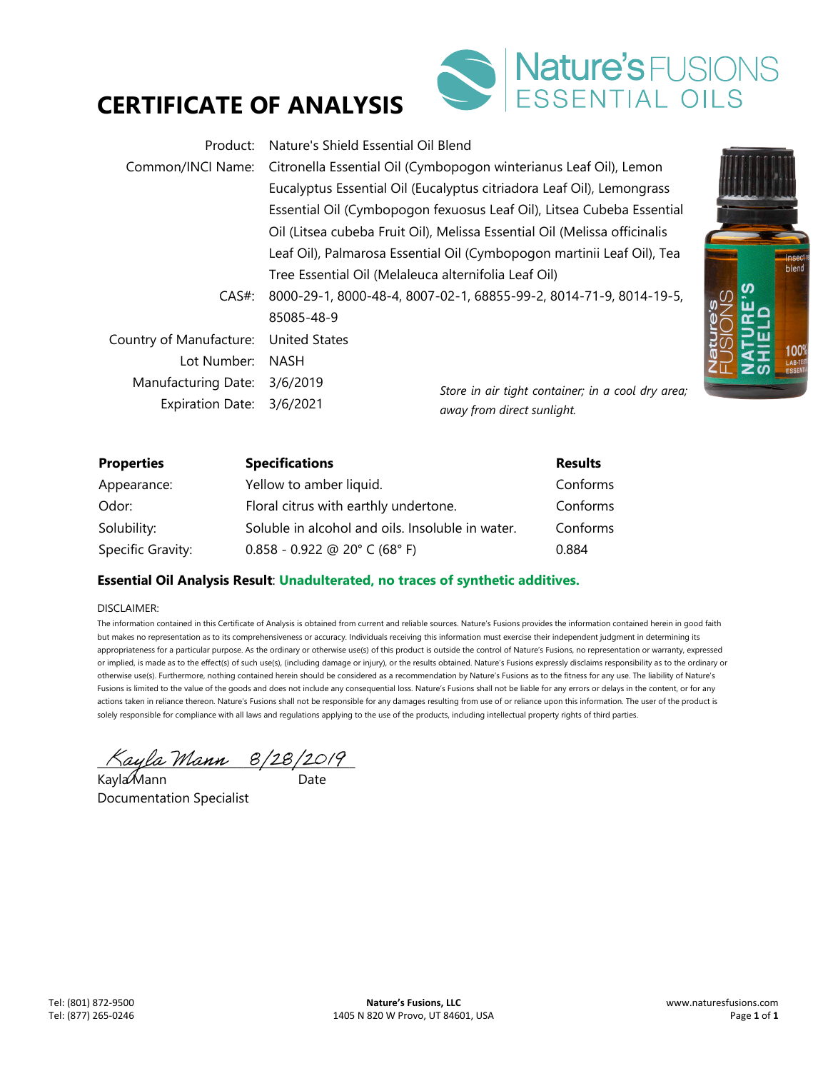# CERTIFICATE OF ANALYSIS

Nature's FUSIONS ESSENTIAL OILS

| | |
|---|---|
| Product: | Nature's Shield Essential Oil Blend |
| Common/INCI Name: | Citronella Essential Oil (Cymbopogon winterianus Leaf Oil), Lemon Eucalyptus Essential Oil (Eucalyptus citriadora Leaf Oil), Lemongrass Essential Oil (Cymbopogon fexuosus Leaf Oil), Litsea Cubeba Essential Oil (Litsea cubeba Fruit Oil), Melissa Essential Oil (Melissa officinalis Leaf Oil), Palmarosa Essential Oil (Cymbopogon martinii Leaf Oil), Tea Tree Essential Oil (Melaleuca alternifolia Leaf Oil) |
| CAS#: | 8000-29-1, 8000-48-4, 8007-02-1, 68855-99-2, 8014-71-9, 8014-19-5, 85085-48-9 |
| Country of Manufacture: | United States |
| Lot Number: | NASH |
| Manufacturing Date: | 3/6/2019 |
| Expiration Date: | 3/6/2021 |

*Store in air tight container; in a cool dry area; away from direct sunlight.*

| Properties | Specifications | Results |
|---|---|---|
| Appearance: | Yellow to amber liquid. | Conforms |
| Odor: | Floral citrus with earthly undertone. | Conforms |
| Solubility: | Soluble in alcohol and oils. Insoluble in water. | Conforms |
| Specific Gravity: | 0.858 - 0.922 @ 20° C (68° F) | 0.884 |

**Essential Oil Analysis Result**: **Unadulterated, no traces of synthetic additives.**

DISCLAIMER:

The information contained in this Certificate of Analysis is obtained from current and reliable sources. Nature's Fusions provides the information contained herein in good faith but makes no representation as to its comprehensiveness or accuracy. Individuals receiving this information must exercise their independent judgment in determining its appropriateness for a particular purpose. As the ordinary or otherwise use(s) of this product is outside the control of Nature's Fusions, no representation or warranty, expressed or implied, is made as to the effect(s) of such use(s), (including damage or injury), or the results obtained. Nature's Fusions expressly disclaims responsibility as to the ordinary or otherwise use(s). Furthermore, nothing contained herein should be considered as a recommendation by Nature's Fusions as to the fitness for any use. The liability of Nature's Fusions is limited to the value of the goods and does not include any consequential loss. Nature's Fusions shall not be liable for any errors or delays in the content, or for any actions taken in reliance thereon. Nature's Fusions shall not be responsible for any damages resulting from use of or reliance upon this information. The user of the product is solely responsible for compliance with all laws and regulations applying to the use of the products, including intellectual property rights of third parties.

*Kayla Mann* 8/28/2019

Kayla Mann — Date

Documentation Specialist

Tel: (801) 872-9500
Tel: (877) 265-0246

**Nature's Fusions, LLC**
1405 N 820 W Provo, UT 84601, USA

www.naturesfusions.com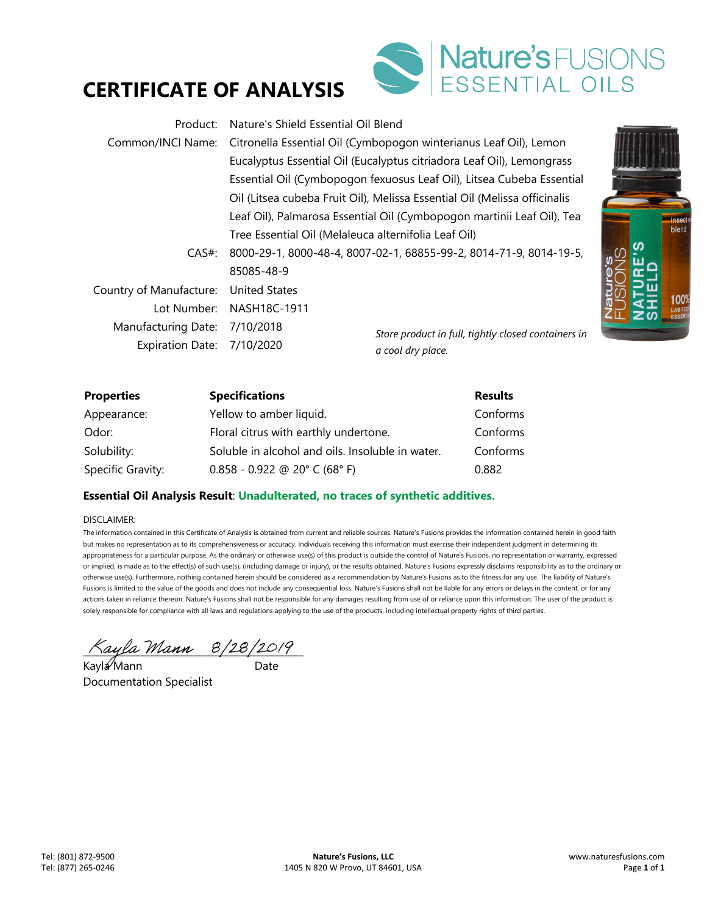# CERTIFICATE OF ANALYSIS

Nature's FUSIONS ESSENTIAL OILS

| | |
|---|---|
| Product: | Nature's Shield Essential Oil Blend |
| Common/INCI Name: | Citronella Essential Oil (Cymbopogon winterianus Leaf Oil), Lemon Eucalyptus Essential Oil (Eucalyptus citriadora Leaf Oil), Lemongrass Essential Oil (Cymbopogon fexuosus Leaf Oil), Litsea Cubeba Essential Oil (Litsea cubeba Fruit Oil), Melissa Essential Oil (Melissa officinalis Leaf Oil), Palmarosa Essential Oil (Cymbopogon martinii Leaf Oil), Tea Tree Essential Oil (Melaleuca alternifolia Leaf Oil) |
| CAS#: | 8000-29-1, 8000-48-4, 8007-02-1, 68855-99-2, 8014-71-9, 8014-19-5, 85085-48-9 |
| Country of Manufacture: | United States |
| Lot Number: | NASH18C-1911 |
| Manufacturing Date: | 7/10/2018 |
| Expiration Date: | 7/10/2020 |

*Store product in full, tightly closed containers in a cool dry place.*

| Properties | Specifications | Results |
|---|---|---|
| Appearance: | Yellow to amber liquid. | Conforms |
| Odor: | Floral citrus with earthly undertone. | Conforms |
| Solubility: | Soluble in alcohol and oils. Insoluble in water. | Conforms |
| Specific Gravity: | 0.858 - 0.922 @ 20° C (68° F) | 0.882 |

**Essential Oil Analysis Result**: **Unadulterated, no traces of synthetic additives.**

DISCLAIMER:

The information contained in this Certificate of Analysis is obtained from current and reliable sources. Nature's Fusions provides the information contained herein in good faith but makes no representation as to its comprehensiveness or accuracy. Individuals receiving this information must exercise their independent judgment in determining its appropriateness for a particular purpose. As the ordinary or otherwise use(s) of this product is outside the control of Nature's Fusions, no representation or warranty, expressed or implied, is made as to the effect(s) of such use(s), (including damage or injury), or the results obtained. Nature's Fusions expressly disclaims responsibility as to the ordinary or otherwise use(s). Furthermore, nothing contained herein should be considered as a recommendation by Nature's Fusions as to the fitness for any use. The liability of Nature's Fusions is limited to the value of the goods and does not include any consequential loss. Nature's Fusions shall not be liable for any errors or delays in the content, or for any actions taken in reliance thereon. Nature's Fusions shall not be responsible for any damages resulting from use of or reliance upon this information. The user of the product is solely responsible for compliance with all laws and regulations applying to the use of the products, including intellectual property rights of third parties.

Kayla Mann 8/28/2019

Kayla Mann — Date

Documentation Specialist

Tel: (801) 872-9500
Tel: (877) 265-0246

**Nature's Fusions, LLC**
1405 N 820 W Provo, UT 84601, USA

www.naturesfusions.com